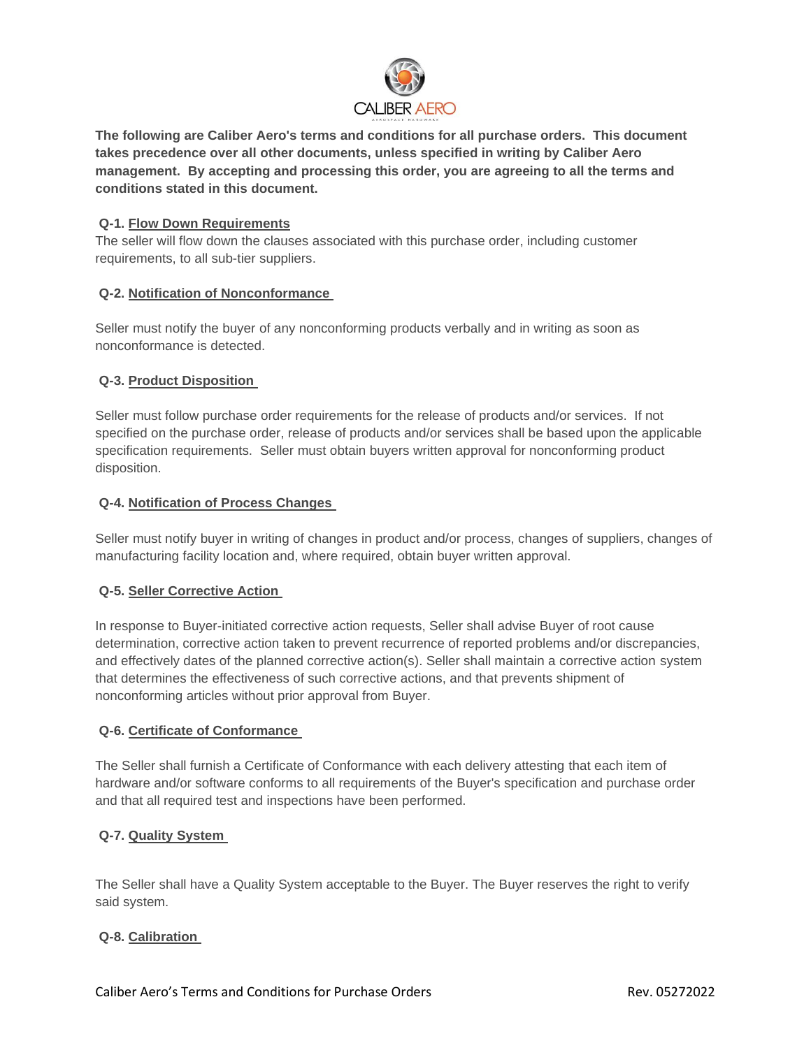**The following are Caliber Aero's terms and conditions for all purchase orders. This document takes precedence over all other documents, unless specified in writing by Caliber Aero management. By accepting and processing this order, you are agreeing to all the terms and conditions stated in this document.**

**Q-1. Flow Down Requirements**

The seller will flow down the clauses associated with this purchase order, including customer requirements, to all sub-tier suppliers.

**Q-2. Notification of Nonconformance**

Seller must notify the buyer of any nonconforming products verbally and in writing as soon as nonconformance is detected.

**Q-3. Product Disposition**

Seller must follow purchase order requirements for the release of products and/or services. If not specified on the purchase order, release of products and/or services shall be based upon the applicable specification requirements. Seller must obtain buyers written approval for nonconforming product disposition.

**Q-4. Notification of Process Changes**

Seller must notify buyer in writing of changes in product and/or process, changes of suppliers, changes of manufacturing facility location and, where required, obtain buyer written approval.

**Q-5. Seller Corrective Action**

In response to Buyer-initiated corrective action requests, Seller shall advise Buyer of root cause determination, corrective action taken to prevent recurrence of reported problems and/or discrepancies, and effectively dates of the planned corrective action(s). Seller shall maintain a corrective action system that determines the effectiveness of such corrective actions, and that prevents shipment of nonconforming articles without prior approval from Buyer.

**Q-6. Certificate of Conformance**

The Seller shall furnish a Certificate of Conformance with each delivery attesting that each item of hardware and/or software conforms to all requirements of the Buyer's specification and purchase order and that all required test and inspections have been performed.

**Q-7. Quality System**

The Seller shall have a Quality System acceptable to the Buyer. The Buyer reserves the right to verify said system.

**Q-8. Calibration**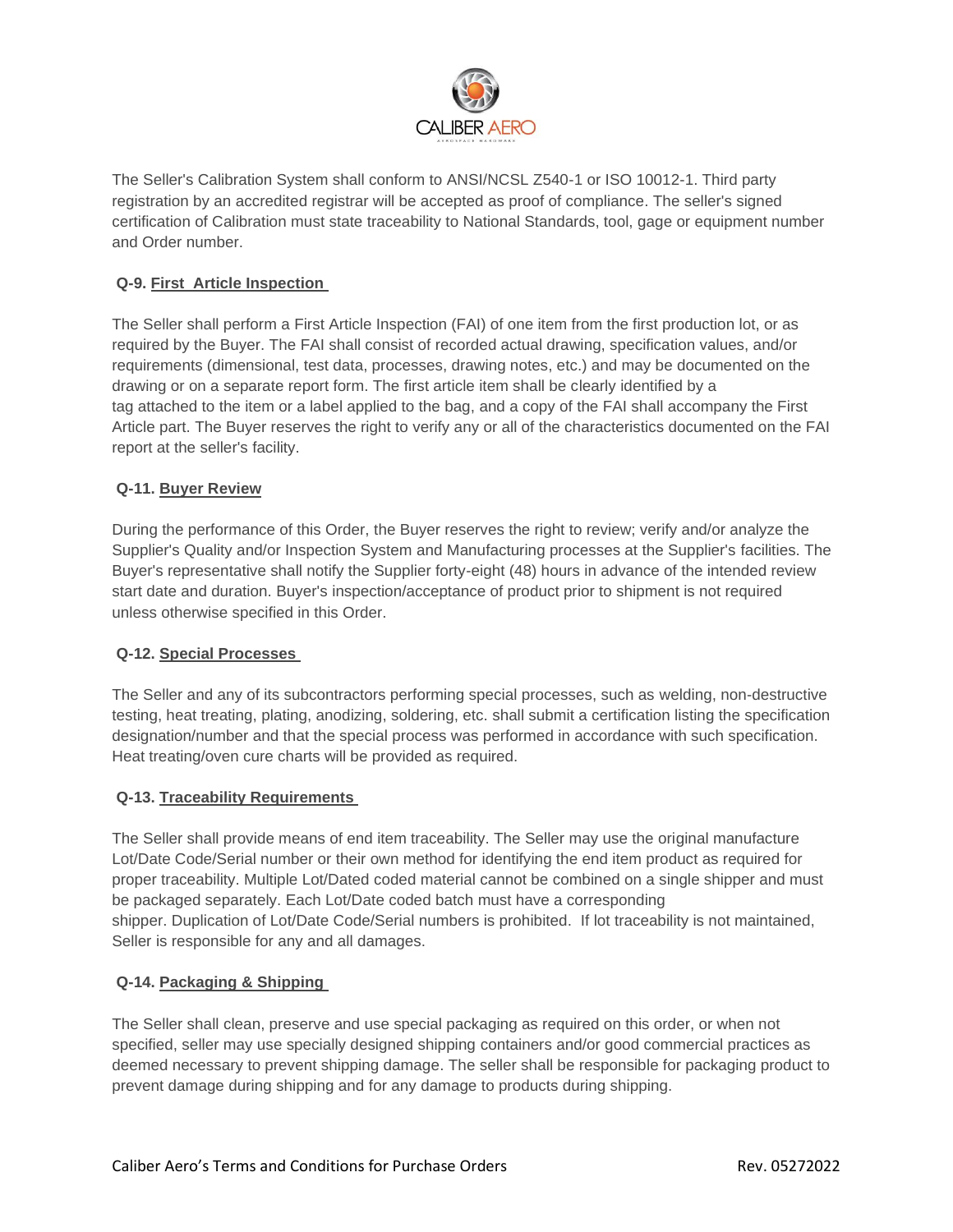The Seller's Calibration System shall conform to ANSI/NCSL Z540-1 or ISO 10012-1. Third party registration by an accredited registrar will be accepted as proof of compliance. The seller's signed certification of Calibration must state traceability to National Standards, tool, gage or equipment number and Order number.

**Q-9. First Article Inspection**

The Seller shall perform a First Article Inspection (FAI) of one item from the first production lot, or as required by the Buyer. The FAI shall consist of recorded actual drawing, specification values, and/or requirements (dimensional, test data, processes, drawing notes, etc.) and may be documented on the drawing or on a separate report form. The first article item shall be clearly identified by a tag attached to the item or a label applied to the bag, and a copy of the FAI shall accompany the First Article part. The Buyer reserves the right to verify any or all of the characteristics documented on the FAI report at the seller's facility.

**Q-11. Buyer Review**

During the performance of this Order, the Buyer reserves the right to review; verify and/or analyze the Supplier's Quality and/or Inspection System and Manufacturing processes at the Supplier's facilities. The Buyer's representative shall notify the Supplier forty-eight (48) hours in advance of the intended review start date and duration. Buyer's inspection/acceptance of product prior to shipment is not required unless otherwise specified in this Order.

**Q-12. Special Processes**

The Seller and any of its subcontractors performing special processes, such as welding, non-destructive testing, heat treating, plating, anodizing, soldering, etc. shall submit a certification listing the specification designation/number and that the special process was performed in accordance with such specification. Heat treating/oven cure charts will be provided as required.

**Q-13. Traceability Requirements**

The Seller shall provide means of end item traceability. The Seller may use the original manufacture Lot/Date Code/Serial number or their own method for identifying the end item product as required for proper traceability. Multiple Lot/Dated coded material cannot be combined on a single shipper and must be packaged separately. Each Lot/Date coded batch must have a corresponding shipper. Duplication of Lot/Date Code/Serial numbers is prohibited. If lot traceability is not maintained, Seller is responsible for any and all damages.

**Q-14. Packaging & Shipping**

The Seller shall clean, preserve and use special packaging as required on this order, or when not specified, seller may use specially designed shipping containers and/or good commercial practices as deemed necessary to prevent shipping damage. The seller shall be responsible for packaging product to prevent damage during shipping and for any damage to products during shipping.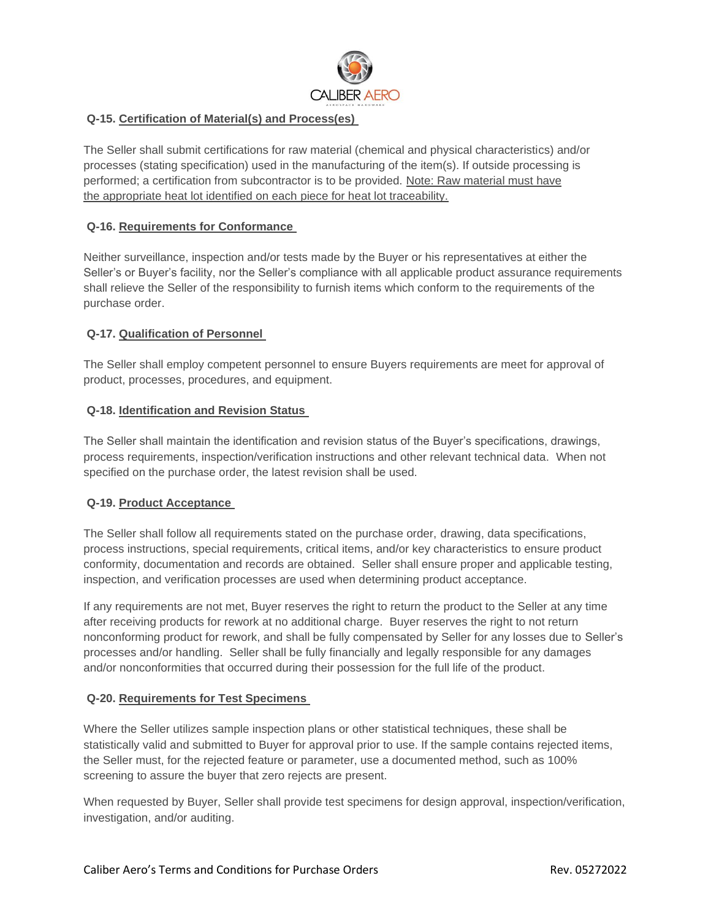**Q-15. Certification of Material(s) and Process(es)**

The Seller shall submit certifications for raw material (chemical and physical characteristics) and/or processes (stating specification) used in the manufacturing of the item(s). If outside processing is performed; a certification from subcontractor is to be provided. Note: Raw material must have the appropriate heat lot identified on each piece for heat lot traceability.

**Q-16. Requirements for Conformance**

Neither surveillance, inspection and/or tests made by the Buyer or his representatives at either the Seller's or Buyer's facility, nor the Seller's compliance with all applicable product assurance requirements shall relieve the Seller of the responsibility to furnish items which conform to the requirements of the purchase order.

**Q-17. Qualification of Personnel**

The Seller shall employ competent personnel to ensure Buyers requirements are meet for approval of product, processes, procedures, and equipment.

**Q-18. Identification and Revision Status**

The Seller shall maintain the identification and revision status of the Buyer's specifications, drawings, process requirements, inspection/verification instructions and other relevant technical data. When not specified on the purchase order, the latest revision shall be used.

**Q-19. Product Acceptance**

The Seller shall follow all requirements stated on the purchase order, drawing, data specifications, process instructions, special requirements, critical items, and/or key characteristics to ensure product conformity, documentation and records are obtained. Seller shall ensure proper and applicable testing, inspection, and verification processes are used when determining product acceptance.

If any requirements are not met, Buyer reserves the right to return the product to the Seller at any time after receiving products for rework at no additional charge. Buyer reserves the right to not return nonconforming product for rework, and shall be fully compensated by Seller for any losses due to Seller's processes and/or handling. Seller shall be fully financially and legally responsible for any damages and/or nonconformities that occurred during their possession for the full life of the product.

**Q-20. Requirements for Test Specimens**

Where the Seller utilizes sample inspection plans or other statistical techniques, these shall be statistically valid and submitted to Buyer for approval prior to use. If the sample contains rejected items, the Seller must, for the rejected feature or parameter, use a documented method, such as 100% screening to assure the buyer that zero rejects are present.

When requested by Buyer, Seller shall provide test specimens for design approval, inspection/verification, investigation, and/or auditing.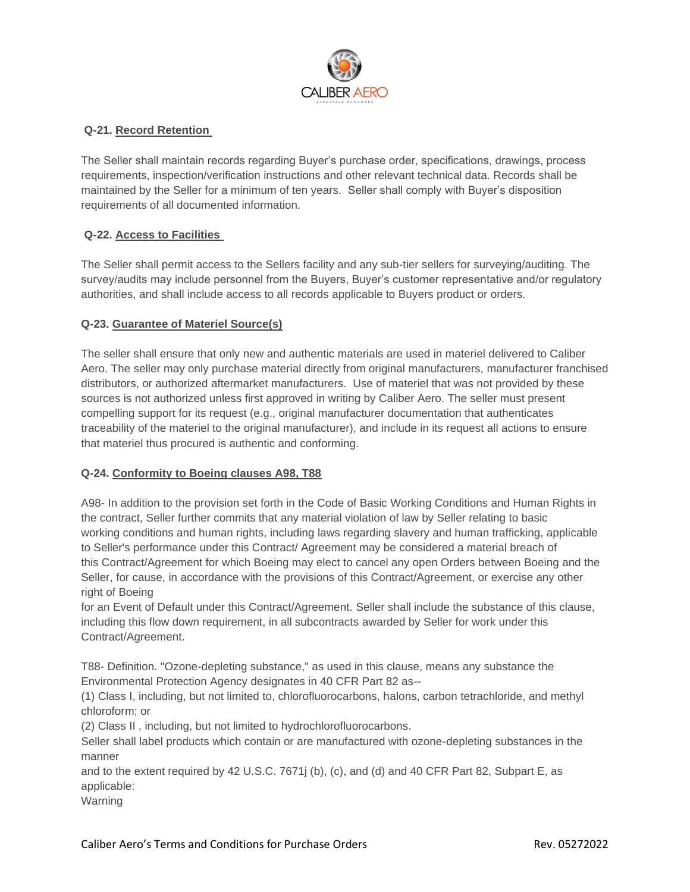**Q-21. Record Retention**

The Seller shall maintain records regarding Buyer's purchase order, specifications, drawings, process requirements, inspection/verification instructions and other relevant technical data. Records shall be maintained by the Seller for a minimum of ten years. Seller shall comply with Buyer's disposition requirements of all documented information.

**Q-22. Access to Facilities**

The Seller shall permit access to the Sellers facility and any sub-tier sellers for surveying/auditing. The survey/audits may include personnel from the Buyers, Buyer's customer representative and/or regulatory authorities, and shall include access to all records applicable to Buyers product or orders.

**Q-23. Guarantee of Materiel Source(s)**

The seller shall ensure that only new and authentic materials are used in materiel delivered to Caliber Aero. The seller may only purchase material directly from original manufacturers, manufacturer franchised distributors, or authorized aftermarket manufacturers. Use of materiel that was not provided by these sources is not authorized unless first approved in writing by Caliber Aero. The seller must present compelling support for its request (e.g., original manufacturer documentation that authenticates traceability of the materiel to the original manufacturer), and include in its request all actions to ensure that materiel thus procured is authentic and conforming.

**Q-24. Conformity to Boeing clauses A98, T88**

A98- In addition to the provision set forth in the Code of Basic Working Conditions and Human Rights in the contract, Seller further commits that any material violation of law by Seller relating to basic working conditions and human rights, including laws regarding slavery and human trafficking, applicable to Seller's performance under this Contract/ Agreement may be considered a material breach of this Contract/Agreement for which Boeing may elect to cancel any open Orders between Boeing and the Seller, for cause, in accordance with the provisions of this Contract/Agreement, or exercise any other right of Boeing for an Event of Default under this Contract/Agreement. Seller shall include the substance of this clause, including this flow down requirement, in all subcontracts awarded by Seller for work under this Contract/Agreement.

T88- Definition. "Ozone-depleting substance," as used in this clause, means any substance the Environmental Protection Agency designates in 40 CFR Part 82 as--

(1) Class I, including, but not limited to, chlorofluorocarbons, halons, carbon tetrachloride, and methyl chloroform; or

(2) Class II , including, but not limited to hydrochlorofluorocarbons.

Seller shall label products which contain or are manufactured with ozone-depleting substances in the manner and to the extent required by 42 U.S.C. 7671j (b), (c), and (d) and 40 CFR Part 82, Subpart E, as applicable:

Warning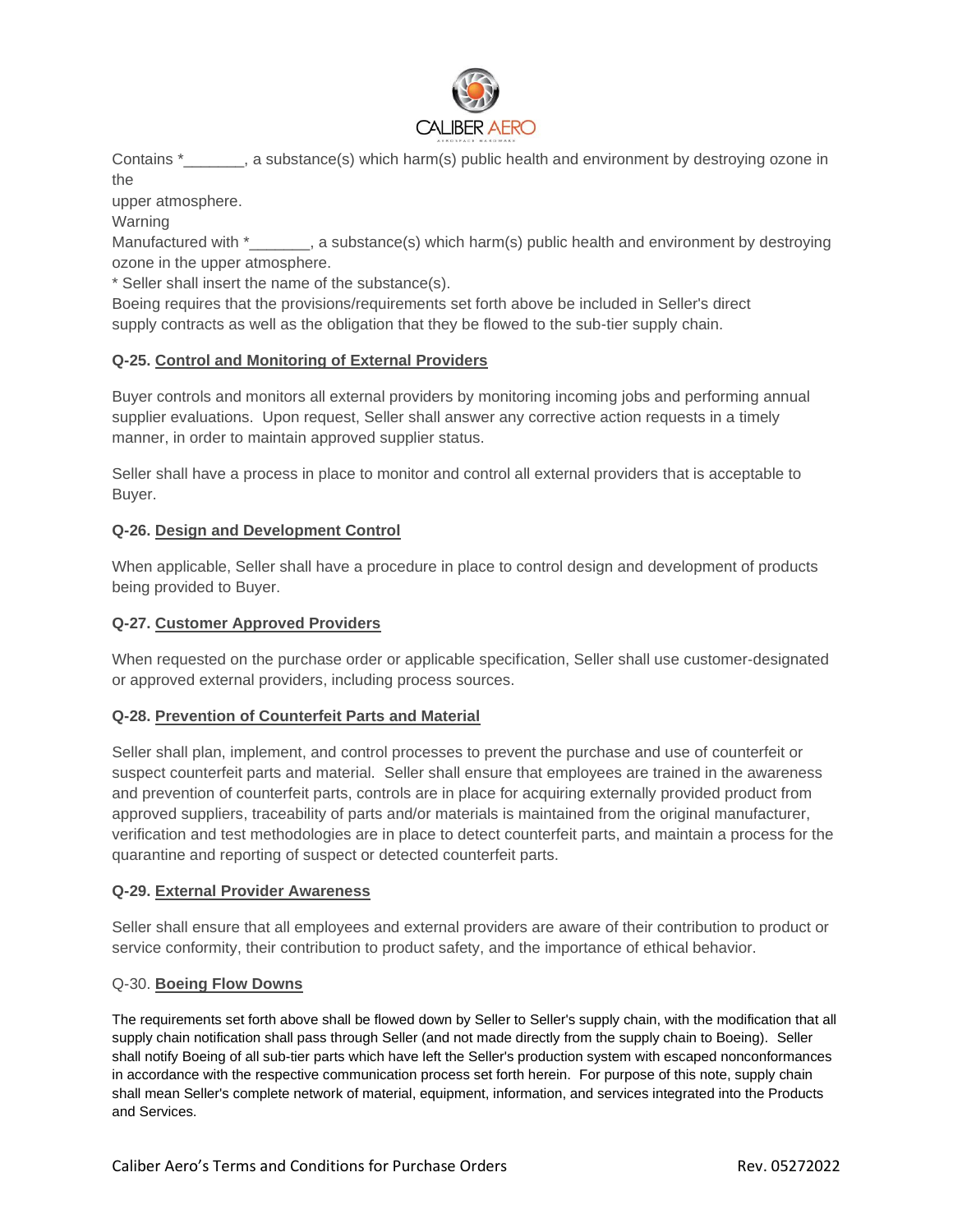Contains *_______, a substance(s) which harm(s) public health and environment by destroying ozone in the
upper atmosphere.
Warning
Manufactured with *_______, a substance(s) which harm(s) public health and environment by destroying ozone in the upper atmosphere.
* Seller shall insert the name of the substance(s).
Boeing requires that the provisions/requirements set forth above be included in Seller's direct supply contracts as well as the obligation that they be flowed to the sub-tier supply chain.

**Q-25. Control and Monitoring of External Providers**

Buyer controls and monitors all external providers by monitoring incoming jobs and performing annual supplier evaluations. Upon request, Seller shall answer any corrective action requests in a timely manner, in order to maintain approved supplier status.

Seller shall have a process in place to monitor and control all external providers that is acceptable to Buyer.

**Q-26. Design and Development Control**

When applicable, Seller shall have a procedure in place to control design and development of products being provided to Buyer.

**Q-27. Customer Approved Providers**

When requested on the purchase order or applicable specification, Seller shall use customer-designated or approved external providers, including process sources.

**Q-28. Prevention of Counterfeit Parts and Material**

Seller shall plan, implement, and control processes to prevent the purchase and use of counterfeit or suspect counterfeit parts and material. Seller shall ensure that employees are trained in the awareness and prevention of counterfeit parts, controls are in place for acquiring externally provided product from approved suppliers, traceability of parts and/or materials is maintained from the original manufacturer, verification and test methodologies are in place to detect counterfeit parts, and maintain a process for the quarantine and reporting of suspect or detected counterfeit parts.

**Q-29. External Provider Awareness**

Seller shall ensure that all employees and external providers are aware of their contribution to product or service conformity, their contribution to product safety, and the importance of ethical behavior.

Q-30. **Boeing Flow Downs**

The requirements set forth above shall be flowed down by Seller to Seller's supply chain, with the modification that all supply chain notification shall pass through Seller (and not made directly from the supply chain to Boeing). Seller shall notify Boeing of all sub-tier parts which have left the Seller's production system with escaped nonconformances in accordance with the respective communication process set forth herein. For purpose of this note, supply chain shall mean Seller's complete network of material, equipment, information, and services integrated into the Products and Services.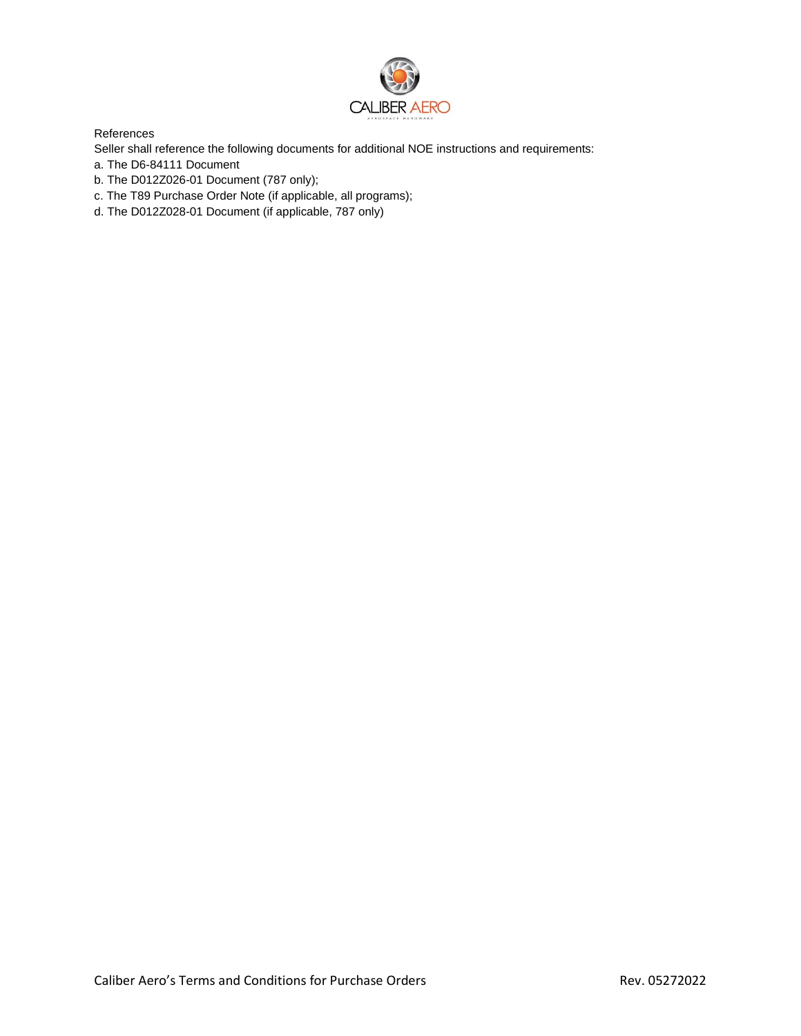References

Seller shall reference the following documents for additional NOE instructions and requirements:

a. The D6-84111 Document

b. The D012Z026-01 Document (787 only);

c. The T89 Purchase Order Note (if applicable, all programs);

d. The D012Z028-01 Document (if applicable, 787 only)